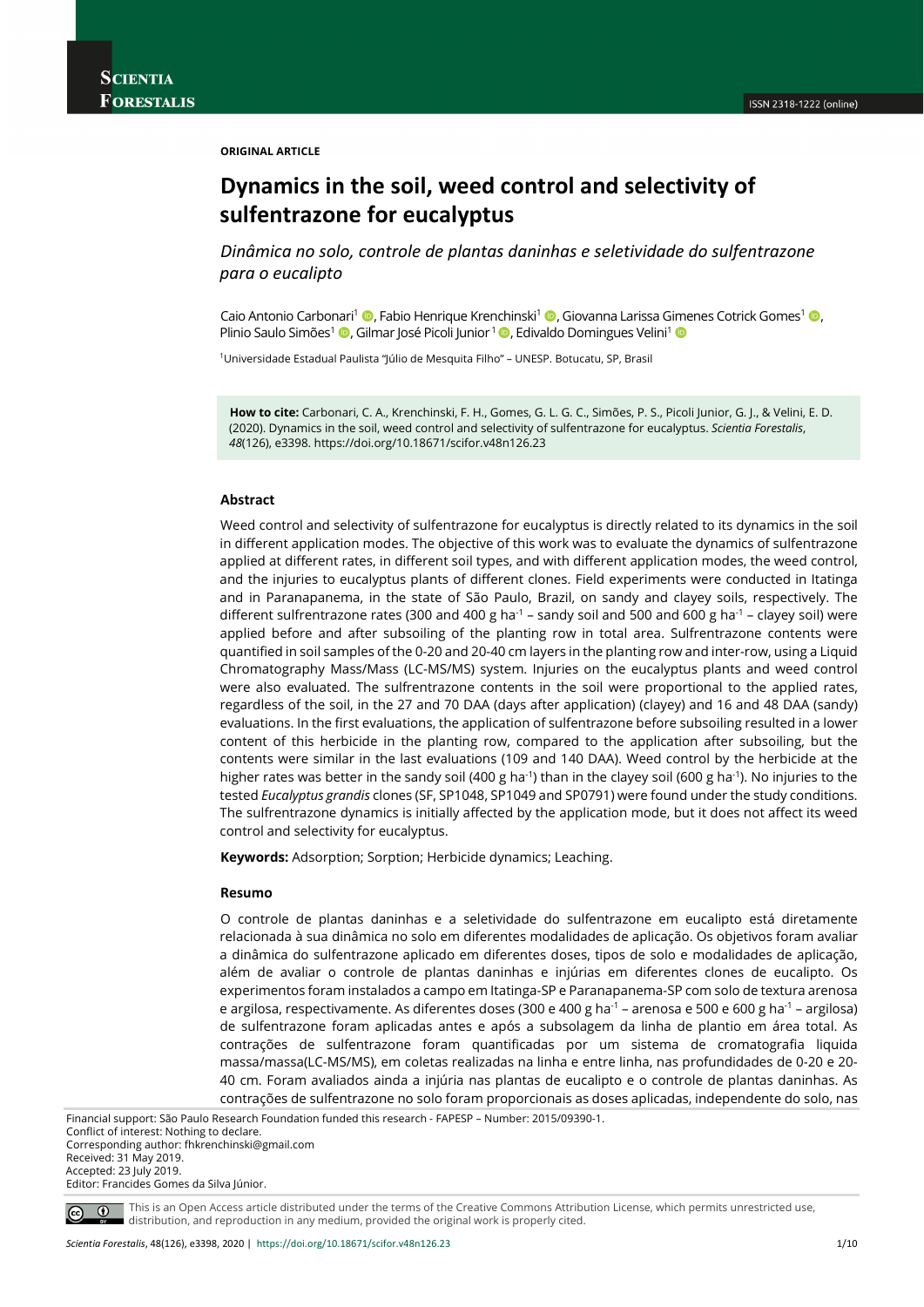**ORIGINAL ARTICLE**

# Dynamics in the soil, weed control and selectivity of sulfentrazone for eucalyptus

*Dinâmica no solo, controle de plantas daninhas e seletividade do sulfentrazone para o eucalipto*

Caio Antonio Carbonari[1], Fabio Henrique Krenchinski[1], Giovanna Larissa Gimenes Cotrick Gomes[1], Plinio Saulo Simões[1], Gilmar José Picoli Junior[1], Edivaldo Domingues Velini[1]

[1]Universidade Estadual Paulista "Júlio de Mesquita Filho" – UNESP. Botucatu, SP, Brasil

**How to cite:** Carbonari, C. A., Krenchinski, F. H., Gomes, G. L. G. C., Simões, P. S., Picoli Junior, G. J., & Velini, E. D. (2020). Dynamics in the soil, weed control and selectivity of sulfentrazone for eucalyptus. *Scientia Forestalis*, *48*(126), e3398. https://doi.org/10.18671/scifor.v48n126.23

### Abstract

Weed control and selectivity of sulfentrazone for eucalyptus is directly related to its dynamics in the soil in different application modes. The objective of this work was to evaluate the dynamics of sulfentrazone applied at different rates, in different soil types, and with different application modes, the weed control, and the injuries to eucalyptus plants of different clones. Field experiments were conducted in Itatinga and in Paranapanema, in the state of São Paulo, Brazil, on sandy and clayey soils, respectively. The different sulfentrazone rates (300 and 400 g ha$^{-1}$ – sandy soil and 500 and 600 g ha$^{-1}$ – clayey soil) were applied before and after subsoiling of the planting row in total area. Sulfentrazone contents were quantified in soil samples of the 0-20 and 20-40 cm layers in the planting row and inter-row, using a Liquid Chromatography Mass/Mass (LC-MS/MS) system. Injuries on the eucalyptus plants and weed control were also evaluated. The sulfentrazone contents in the soil were proportional to the applied rates, regardless of the soil, in the 27 and 70 DAA (days after application) (clayey) and 16 and 48 DAA (sandy) evaluations. In the first evaluations, the application of sulfentrazone before subsoiling resulted in a lower content of this herbicide in the planting row, compared to the application after subsoiling, but the contents were similar in the last evaluations (109 and 140 DAA). Weed control by the herbicide at the higher rates was better in the sandy soil (400 g ha$^{-1}$) than in the clayey soil (600 g ha$^{-1}$). No injuries to the tested *Eucalyptus grandis* clones (SF, SP1048, SP1049 and SP0791) were found under the study conditions. The sulfentrazone dynamics is initially affected by the application mode, but it does not affect its weed control and selectivity for eucalyptus.

**Keywords:** Adsorption; Sorption; Herbicide dynamics; Leaching.

### Resumo

O controle de plantas daninhas e a seletividade do sulfentrazone em eucalipto está diretamente relacionada à sua dinâmica no solo em diferentes modalidades de aplicação. Os objetivos foram avaliar a dinâmica do sulfentrazone aplicado em diferentes doses, tipos de solo e modalidades de aplicação, além de avaliar o controle de plantas daninhas e injúrias em diferentes clones de eucalipto. Os experimentos foram instalados a campo em Itatinga-SP e Paranapanema-SP com solo de textura arenosa e argilosa, respectivamente. As diferentes doses (300 e 400 g ha$^{-1}$ – arenosa e 500 e 600 g ha$^{-1}$ – argilosa) de sulfentrazone foram aplicadas antes e após a subsolagem da linha de plantio em área total. As contrações de sulfentrazone foram quantificadas por um sistema de cromatografia liquida massa/massa(LC-MS/MS), em coletas realizadas na linha e entre linha, nas profundidades de 0-20 e 20-40 cm. Foram avaliados ainda a injúria nas plantas de eucalipto e o controle de plantas daninhas. As contrações de sulfentrazone no solo foram proporcionais as doses aplicadas, independente do solo, nas

Financial support: São Paulo Research Foundation funded this research - FAPESP – Number: 2015/09390-1.
Conflict of interest: Nothing to declare.
Corresponding author: fhkrenchinski@gmail.com
Received: 31 May 2019.
Accepted: 23 July 2019.
Editor: Francides Gomes da Silva Júnior.

This is an Open Access article distributed under the terms of the Creative Commons Attribution License, which permits unrestricted use, distribution, and reproduction in any medium, provided the original work is properly cited.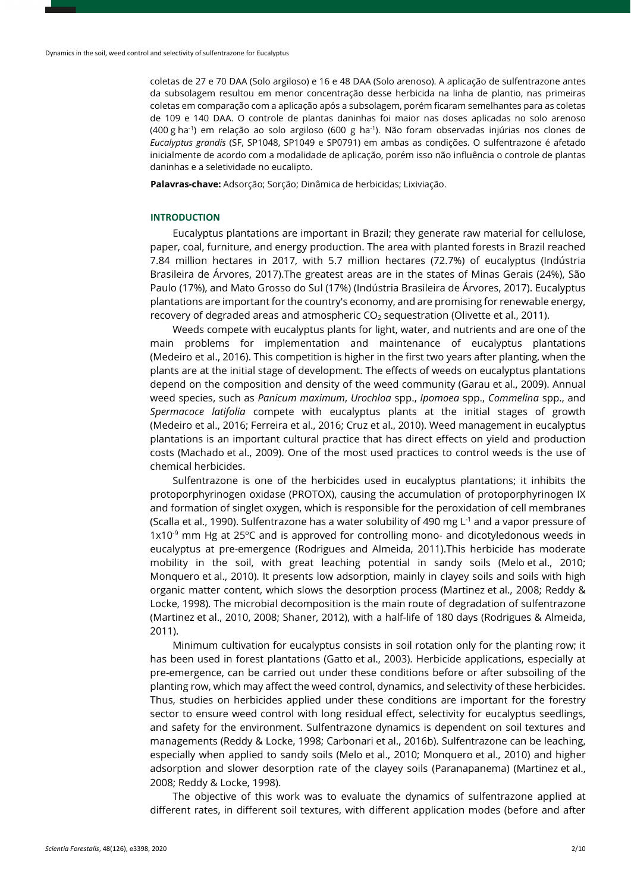coletas de 27 e 70 DAA (Solo argiloso) e 16 e 48 DAA (Solo arenoso). A aplicação de sulfentrazone antes da subsolagem resultou em menor concentração desse herbicida na linha de plantio, nas primeiras coletas em comparação com a aplicação após a subsolagem, porém ficaram semelhantes para as coletas de 109 e 140 DAA. O controle de plantas daninhas foi maior nas doses aplicadas no solo arenoso (400 g ha$^{-1}$) em relação ao solo argiloso (600 g ha$^{-1}$). Não foram observadas injúrias nos clones de *Eucalyptus grandis* (SF, SP1048, SP1049 e SP0791) em ambas as condições. O sulfentrazone é afetado inicialmente de acordo com a modalidade de aplicação, porém isso não influência o controle de plantas daninhas e a seletividade no eucalipto.

**Palavras-chave:** Adsorção; Sorção; Dinâmica de herbicidas; Lixiviação.

## INTRODUCTION

Eucalyptus plantations are important in Brazil; they generate raw material for cellulose, paper, coal, furniture, and energy production. The area with planted forests in Brazil reached 7.84 million hectares in 2017, with 5.7 million hectares (72.7%) of eucalyptus (Indústria Brasileira de Árvores, 2017).The greatest areas are in the states of Minas Gerais (24%), São Paulo (17%), and Mato Grosso do Sul (17%) (Indústria Brasileira de Árvores, 2017). Eucalyptus plantations are important for the country's economy, and are promising for renewable energy, recovery of degraded areas and atmospheric $CO_2$ sequestration (Olivette et al., 2011).

Weeds compete with eucalyptus plants for light, water, and nutrients and are one of the main problems for implementation and maintenance of eucalyptus plantations (Medeiro et al., 2016). This competition is higher in the first two years after planting, when the plants are at the initial stage of development. The effects of weeds on eucalyptus plantations depend on the composition and density of the weed community (Garau et al., 2009). Annual weed species, such as *Panicum maximum*, *Urochloa* spp., *Ipomoea* spp., *Commelina* spp., and *Spermacoce latifolia* compete with eucalyptus plants at the initial stages of growth (Medeiro et al., 2016; Ferreira et al., 2016; Cruz et al., 2010). Weed management in eucalyptus plantations is an important cultural practice that has direct effects on yield and production costs (Machado et al., 2009). One of the most used practices to control weeds is the use of chemical herbicides.

Sulfentrazone is one of the herbicides used in eucalyptus plantations; it inhibits the protoporphyrinogen oxidase (PROTOX), causing the accumulation of protoporphyrinogen IX and formation of singlet oxygen, which is responsible for the peroxidation of cell membranes (Scalla et al., 1990). Sulfentrazone has a water solubility of 490 mg L$^{-1}$ and a vapor pressure of $1 \times 10^{-9}$ mm Hg at 25ºC and is approved for controlling mono- and dicotyledonous weeds in eucalyptus at pre-emergence (Rodrigues and Almeida, 2011).This herbicide has moderate mobility in the soil, with great leaching potential in sandy soils (Melo et al., 2010; Monquero et al., 2010). It presents low adsorption, mainly in clayey soils and soils with high organic matter content, which slows the desorption process (Martinez et al., 2008; Reddy & Locke, 1998). The microbial decomposition is the main route of degradation of sulfentrazone (Martinez et al., 2010, 2008; Shaner, 2012), with a half-life of 180 days (Rodrigues & Almeida, 2011).

Minimum cultivation for eucalyptus consists in soil rotation only for the planting row; it has been used in forest plantations (Gatto et al., 2003). Herbicide applications, especially at pre-emergence, can be carried out under these conditions before or after subsoiling of the planting row, which may affect the weed control, dynamics, and selectivity of these herbicides. Thus, studies on herbicides applied under these conditions are important for the forestry sector to ensure weed control with long residual effect, selectivity for eucalyptus seedlings, and safety for the environment. Sulfentrazone dynamics is dependent on soil textures and managements (Reddy & Locke, 1998; Carbonari et al., 2016b). Sulfentrazone can be leaching, especially when applied to sandy soils (Melo et al., 2010; Monquero et al., 2010) and higher adsorption and slower desorption rate of the clayey soils (Paranapanema) (Martinez et al., 2008; Reddy & Locke, 1998).

The objective of this work was to evaluate the dynamics of sulfentrazone applied at different rates, in different soil textures, with different application modes (before and after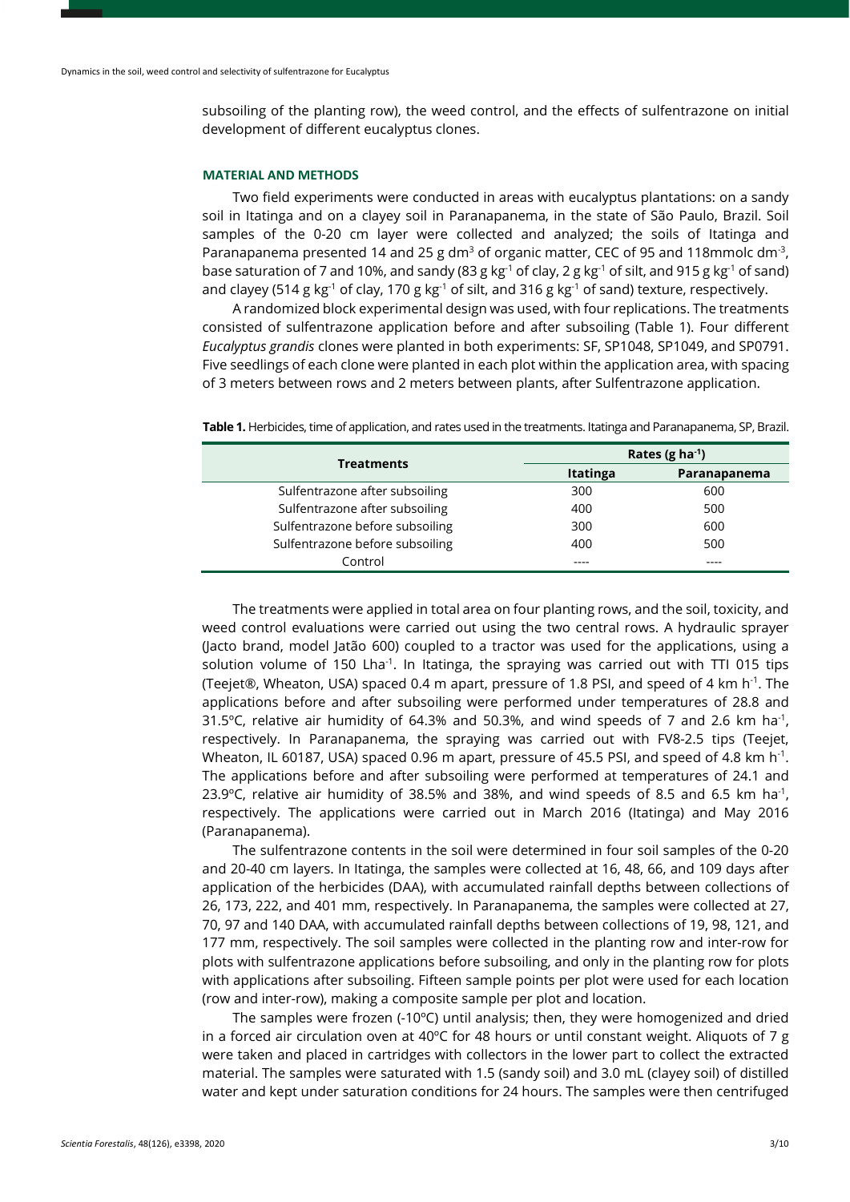subsoiling of the planting row), the weed control, and the effects of sulfentrazone on initial development of different eucalyptus clones.

## MATERIAL AND METHODS

Two field experiments were conducted in areas with eucalyptus plantations: on a sandy soil in Itatinga and on a clayey soil in Paranapanema, in the state of São Paulo, Brazil. Soil samples of the 0-20 cm layer were collected and analyzed; the soils of Itatinga and Paranapanema presented 14 and 25 g $dm^3$ of organic matter, CEC of 95 and 118mmolc $dm^{-3}$, base saturation of 7 and 10%, and sandy (83 g $kg^{-1}$ of clay, 2 g $kg^{-1}$ of silt, and 915 g $kg^{-1}$ of sand) and clayey (514 g $kg^{-1}$ of clay, 170 g $kg^{-1}$ of silt, and 316 g $kg^{-1}$ of sand) texture, respectively.

A randomized block experimental design was used, with four replications. The treatments consisted of sulfentrazone application before and after subsoiling (Table 1). Four different *Eucalyptus grandis* clones were planted in both experiments: SF, SP1048, SP1049, and SP0791. Five seedlings of each clone were planted in each plot within the application area, with spacing of 3 meters between rows and 2 meters between plants, after Sulfentrazone application.

**Table 1.** Herbicides, time of application, and rates used in the treatments. Itatinga and Paranapanema, SP, Brazil.

| Treatments | Rates (g $ha^{-1}$) | |
|---|---|---|
| | **Itatinga** | **Paranapanema** |
| Sulfentrazone after subsoiling | 300 | 600 |
| Sulfentrazone after subsoiling | 400 | 500 |
| Sulfentrazone before subsoiling | 300 | 600 |
| Sulfentrazone before subsoiling | 400 | 500 |
| Control | ---- | ---- |

The treatments were applied in total area on four planting rows, and the soil, toxicity, and weed control evaluations were carried out using the two central rows. A hydraulic sprayer (Jacto brand, model Jatão 600) coupled to a tractor was used for the applications, using a solution volume of 150 $Lha^{-1}$. In Itatinga, the spraying was carried out with TTI 015 tips (Teejet®, Wheaton, USA) spaced 0.4 m apart, pressure of 1.8 PSI, and speed of 4 km $h^{-1}$. The applications before and after subsoiling were performed under temperatures of 28.8 and 31.5ºC, relative air humidity of 64.3% and 50.3%, and wind speeds of 7 and 2.6 km $ha^{-1}$, respectively. In Paranapanema, the spraying was carried out with FV8-2.5 tips (Teejet, Wheaton, IL 60187, USA) spaced 0.96 m apart, pressure of 45.5 PSI, and speed of 4.8 km $h^{-1}$. The applications before and after subsoiling were performed at temperatures of 24.1 and 23.9ºC, relative air humidity of 38.5% and 38%, and wind speeds of 8.5 and 6.5 km $ha^{-1}$, respectively. The applications were carried out in March 2016 (Itatinga) and May 2016 (Paranapanema).

The sulfentrazone contents in the soil were determined in four soil samples of the 0-20 and 20-40 cm layers. In Itatinga, the samples were collected at 16, 48, 66, and 109 days after application of the herbicides (DAA), with accumulated rainfall depths between collections of 26, 173, 222, and 401 mm, respectively. In Paranapanema, the samples were collected at 27, 70, 97 and 140 DAA, with accumulated rainfall depths between collections of 19, 98, 121, and 177 mm, respectively. The soil samples were collected in the planting row and inter-row for plots with sulfentrazone applications before subsoiling, and only in the planting row for plots with applications after subsoiling. Fifteen sample points per plot were used for each location (row and inter-row), making a composite sample per plot and location.

The samples were frozen (-10ºC) until analysis; then, they were homogenized and dried in a forced air circulation oven at 40ºC for 48 hours or until constant weight. Aliquots of 7 g were taken and placed in cartridges with collectors in the lower part to collect the extracted material. The samples were saturated with 1.5 (sandy soil) and 3.0 mL (clayey soil) of distilled water and kept under saturation conditions for 24 hours. The samples were then centrifuged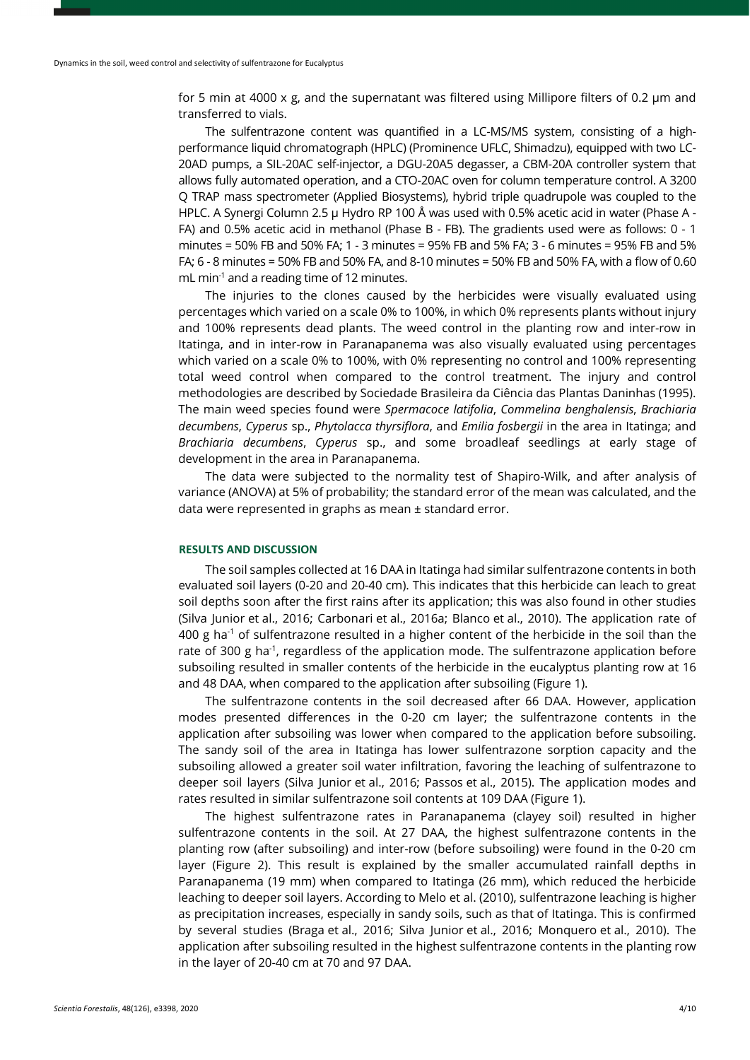for 5 min at 4000 x g, and the supernatant was filtered using Millipore filters of 0.2 μm and transferred to vials.

The sulfentrazone content was quantified in a LC-MS/MS system, consisting of a high-performance liquid chromatograph (HPLC) (Prominence UFLC, Shimadzu), equipped with two LC-20AD pumps, a SIL-20AC self-injector, a DGU-20A5 degasser, a CBM-20A controller system that allows fully automated operation, and a CTO-20AC oven for column temperature control. A 3200 Q TRAP mass spectrometer (Applied Biosystems), hybrid triple quadrupole was coupled to the HPLC. A Synergi Column 2.5 μ Hydro RP 100 Å was used with 0.5% acetic acid in water (Phase A - FA) and 0.5% acetic acid in methanol (Phase B - FB). The gradients used were as follows: 0 - 1 minutes = 50% FB and 50% FA; 1 - 3 minutes = 95% FB and 5% FA; 3 - 6 minutes = 95% FB and 5% FA; 6 - 8 minutes = 50% FB and 50% FA, and 8-10 minutes = 50% FB and 50% FA, with a flow of 0.60 mL min$^{-1}$ and a reading time of 12 minutes.

The injuries to the clones caused by the herbicides were visually evaluated using percentages which varied on a scale 0% to 100%, in which 0% represents plants without injury and 100% represents dead plants. The weed control in the planting row and inter-row in Itatinga, and in inter-row in Paranapanema was also visually evaluated using percentages which varied on a scale 0% to 100%, with 0% representing no control and 100% representing total weed control when compared to the control treatment. The injury and control methodologies are described by Sociedade Brasileira da Ciência das Plantas Daninhas (1995). The main weed species found were *Spermacoce latifolia*, *Commelina benghalensis*, *Brachiaria decumbens*, *Cyperus* sp., *Phytolacca thyrsiflora*, and *Emilia fosbergii* in the area in Itatinga; and *Brachiaria decumbens*, *Cyperus* sp., and some broadleaf seedlings at early stage of development in the area in Paranapanema.

The data were subjected to the normality test of Shapiro-Wilk, and after analysis of variance (ANOVA) at 5% of probability; the standard error of the mean was calculated, and the data were represented in graphs as mean ± standard error.

## RESULTS AND DISCUSSION

The soil samples collected at 16 DAA in Itatinga had similar sulfentrazone contents in both evaluated soil layers (0-20 and 20-40 cm). This indicates that this herbicide can leach to great soil depths soon after the first rains after its application; this was also found in other studies (Silva Junior et al., 2016; Carbonari et al., 2016a; Blanco et al., 2010). The application rate of 400 g ha$^{-1}$ of sulfentrazone resulted in a higher content of the herbicide in the soil than the rate of 300 g ha$^{-1}$, regardless of the application mode. The sulfentrazone application before subsoiling resulted in smaller contents of the herbicide in the eucalyptus planting row at 16 and 48 DAA, when compared to the application after subsoiling (Figure 1).

The sulfentrazone contents in the soil decreased after 66 DAA. However, application modes presented differences in the 0-20 cm layer; the sulfentrazone contents in the application after subsoiling was lower when compared to the application before subsoiling. The sandy soil of the area in Itatinga has lower sulfentrazone sorption capacity and the subsoiling allowed a greater soil water infiltration, favoring the leaching of sulfentrazone to deeper soil layers (Silva Junior et al., 2016; Passos et al., 2015). The application modes and rates resulted in similar sulfentrazone soil contents at 109 DAA (Figure 1).

The highest sulfentrazone rates in Paranapanema (clayey soil) resulted in higher sulfentrazone contents in the soil. At 27 DAA, the highest sulfentrazone contents in the planting row (after subsoiling) and inter-row (before subsoiling) were found in the 0-20 cm layer (Figure 2). This result is explained by the smaller accumulated rainfall depths in Paranapanema (19 mm) when compared to Itatinga (26 mm), which reduced the herbicide leaching to deeper soil layers. According to Melo et al. (2010), sulfentrazone leaching is higher as precipitation increases, especially in sandy soils, such as that of Itatinga. This is confirmed by several studies (Braga et al., 2016; Silva Junior et al., 2016; Monquero et al., 2010). The application after subsoiling resulted in the highest sulfentrazone contents in the planting row in the layer of 20-40 cm at 70 and 97 DAA.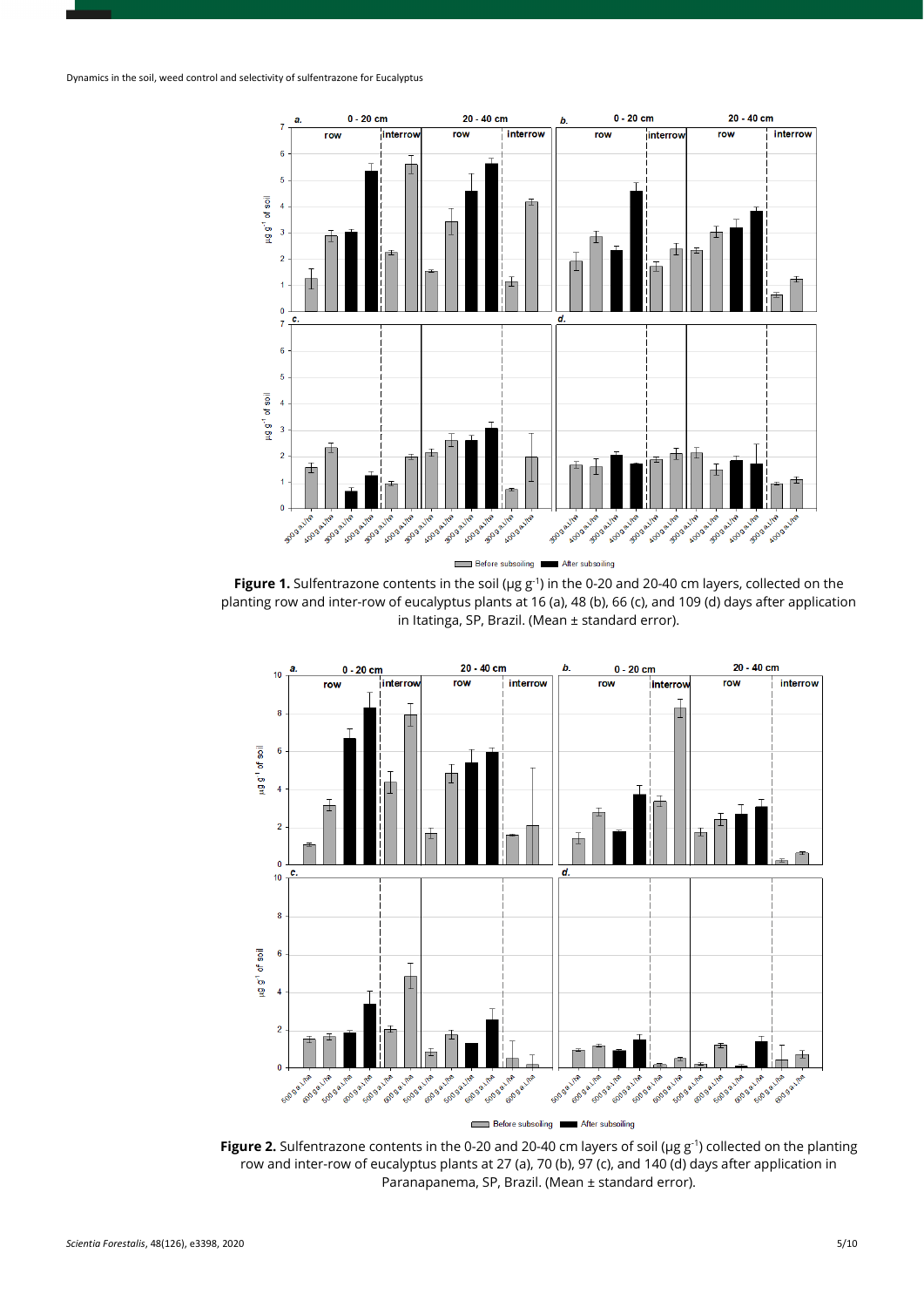**Figure 1.** Sulfentrazone contents in the soil (μg g[-1]) in the 0-20 and 20-40 cm layers, collected on the planting row and inter-row of eucalyptus plants at 16 (a), 48 (b), 66 (c), and 109 (d) days after application in Itatinga, SP, Brazil. (Mean ± standard error).

**Figure 2.** Sulfentrazone contents in the 0-20 and 20-40 cm layers of soil (μg g[-1]) collected on the planting row and inter-row of eucalyptus plants at 27 (a), 70 (b), 97 (c), and 140 (d) days after application in Paranapanema, SP, Brazil. (Mean ± standard error).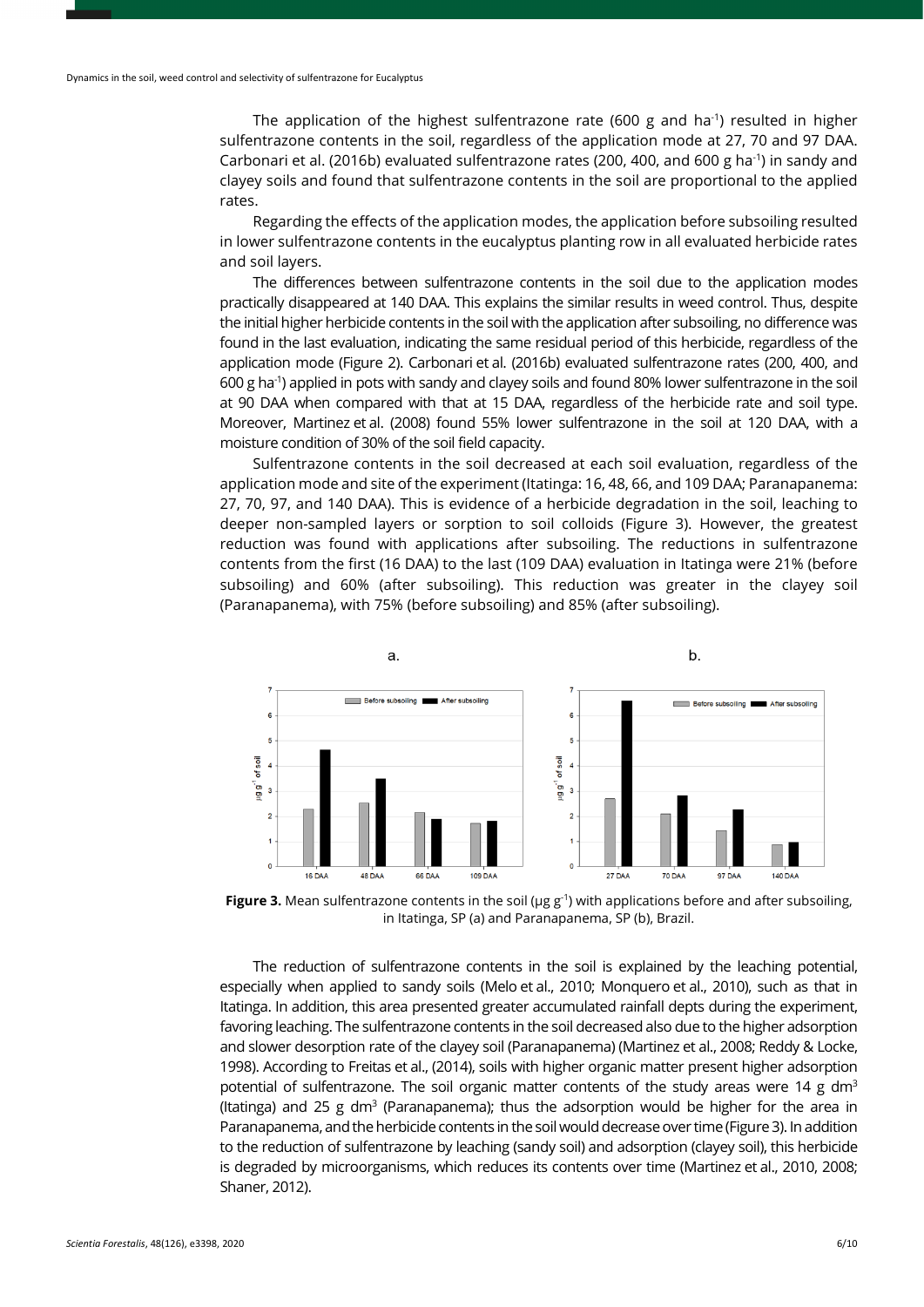The application of the highest sulfentrazone rate (600 g and ha$^{-1}$) resulted in higher sulfentrazone contents in the soil, regardless of the application mode at 27, 70 and 97 DAA. Carbonari et al. (2016b) evaluated sulfentrazone rates (200, 400, and 600 g ha$^{-1}$) in sandy and clayey soils and found that sulfentrazone contents in the soil are proportional to the applied rates.

Regarding the effects of the application modes, the application before subsoiling resulted in lower sulfentrazone contents in the eucalyptus planting row in all evaluated herbicide rates and soil layers.

The differences between sulfentrazone contents in the soil due to the application modes practically disappeared at 140 DAA. This explains the similar results in weed control. Thus, despite the initial higher herbicide contents in the soil with the application after subsoiling, no difference was found in the last evaluation, indicating the same residual period of this herbicide, regardless of the application mode (Figure 2). Carbonari et al. (2016b) evaluated sulfentrazone rates (200, 400, and 600 g ha$^{-1}$) applied in pots with sandy and clayey soils and found 80% lower sulfentrazone in the soil at 90 DAA when compared with that at 15 DAA, regardless of the herbicide rate and soil type. Moreover, Martinez et al. (2008) found 55% lower sulfentrazone in the soil at 120 DAA, with a moisture condition of 30% of the soil field capacity.

Sulfentrazone contents in the soil decreased at each soil evaluation, regardless of the application mode and site of the experiment (Itatinga: 16, 48, 66, and 109 DAA; Paranapanema: 27, 70, 97, and 140 DAA). This is evidence of a herbicide degradation in the soil, leaching to deeper non-sampled layers or sorption to soil colloids (Figure 3). However, the greatest reduction was found with applications after subsoiling. The reductions in sulfentrazone contents from the first (16 DAA) to the last (109 DAA) evaluation in Itatinga were 21% (before subsoiling) and 60% (after subsoiling). This reduction was greater in the clayey soil (Paranapanema), with 75% (before subsoiling) and 85% (after subsoiling).

**Figure 3.** Mean sulfentrazone contents in the soil (µg g$^{-1}$) with applications before and after subsoiling, in Itatinga, SP (a) and Paranapanema, SP (b), Brazil.

The reduction of sulfentrazone contents in the soil is explained by the leaching potential, especially when applied to sandy soils (Melo et al., 2010; Monquero et al., 2010), such as that in Itatinga. In addition, this area presented greater accumulated rainfall depts during the experiment, favoring leaching. The sulfentrazone contents in the soil decreased also due to the higher adsorption and slower desorption rate of the clayey soil (Paranapanema) (Martinez et al., 2008; Reddy & Locke, 1998). According to Freitas et al., (2014), soils with higher organic matter present higher adsorption potential of sulfentrazone. The soil organic matter contents of the study areas were 14 g dm$^{3}$ (Itatinga) and 25 g dm$^{3}$ (Paranapanema); thus the adsorption would be higher for the area in Paranapanema, and the herbicide contents in the soil would decrease over time (Figure 3). In addition to the reduction of sulfentrazone by leaching (sandy soil) and adsorption (clayey soil), this herbicide is degraded by microorganisms, which reduces its contents over time (Martinez et al., 2010, 2008; Shaner, 2012).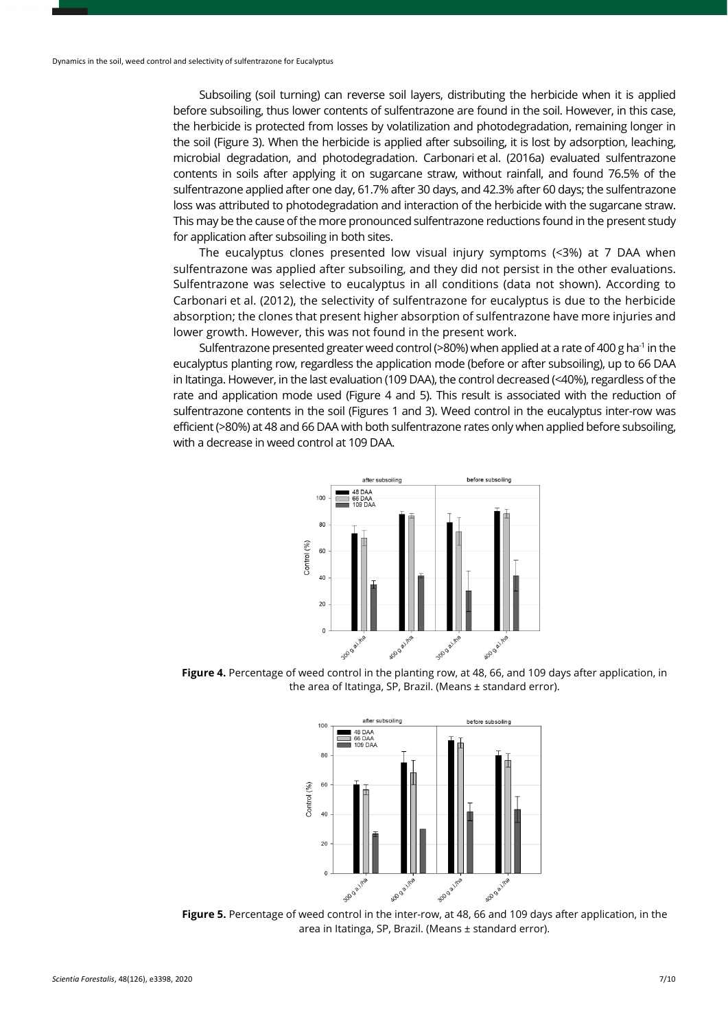Subsoiling (soil turning) can reverse soil layers, distributing the herbicide when it is applied before subsoiling, thus lower contents of sulfentrazone are found in the soil. However, in this case, the herbicide is protected from losses by volatilization and photodegradation, remaining longer in the soil (Figure 3). When the herbicide is applied after subsoiling, it is lost by adsorption, leaching, microbial degradation, and photodegradation. Carbonari et al. (2016a) evaluated sulfentrazone contents in soils after applying it on sugarcane straw, without rainfall, and found 76.5% of the sulfentrazone applied after one day, 61.7% after 30 days, and 42.3% after 60 days; the sulfentrazone loss was attributed to photodegradation and interaction of the herbicide with the sugarcane straw. This may be the cause of the more pronounced sulfentrazone reductions found in the present study for application after subsoiling in both sites.

The eucalyptus clones presented low visual injury symptoms (<3%) at 7 DAA when sulfentrazone was applied after subsoiling, and they did not persist in the other evaluations. Sulfentrazone was selective to eucalyptus in all conditions (data not shown). According to Carbonari et al. (2012), the selectivity of sulfentrazone for eucalyptus is due to the herbicide absorption; the clones that present higher absorption of sulfentrazone have more injuries and lower growth. However, this was not found in the present work.

Sulfentrazone presented greater weed control (>80%) when applied at a rate of 400 g ha$^{-1}$ in the eucalyptus planting row, regardless the application mode (before or after subsoiling), up to 66 DAA in Itatinga. However, in the last evaluation (109 DAA), the control decreased (<40%), regardless of the rate and application mode used (Figure 4 and 5). This result is associated with the reduction of sulfentrazone contents in the soil (Figures 1 and 3). Weed control in the eucalyptus inter-row was efficient (>80%) at 48 and 66 DAA with both sulfentrazone rates only when applied before subsoiling, with a decrease in weed control at 109 DAA.

**Figure 4.** Percentage of weed control in the planting row, at 48, 66, and 109 days after application, in the area of Itatinga, SP, Brazil. (Means ± standard error).

**Figure 5.** Percentage of weed control in the inter-row, at 48, 66 and 109 days after application, in the area in Itatinga, SP, Brazil. (Means ± standard error).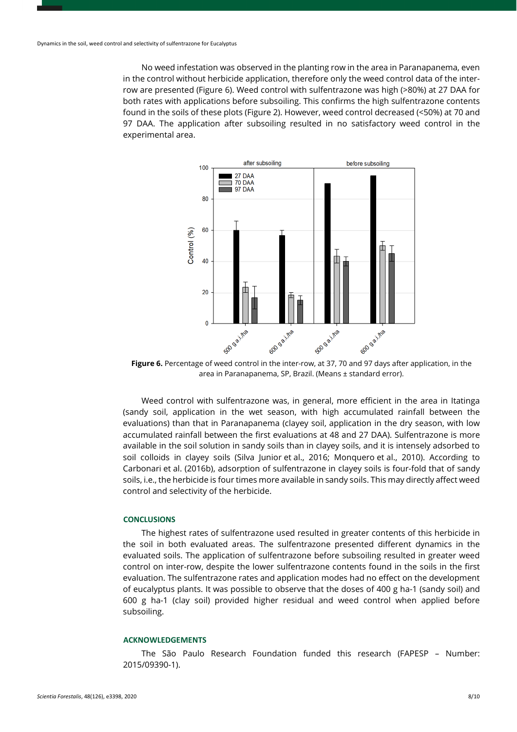No weed infestation was observed in the planting row in the area in Paranapanema, even in the control without herbicide application, therefore only the weed control data of the inter-row are presented (Figure 6). Weed control with sulfentrazone was high (>80%) at 27 DAA for both rates with applications before subsoiling. This confirms the high sulfentrazone contents found in the soils of these plots (Figure 2). However, weed control decreased (<50%) at 70 and 97 DAA. The application after subsoiling resulted in no satisfactory weed control in the experimental area.

**Figure 6.** Percentage of weed control in the inter-row, at 37, 70 and 97 days after application, in the area in Paranapanema, SP, Brazil. (Means ± standard error).

Weed control with sulfentrazone was, in general, more efficient in the area in Itatinga (sandy soil, application in the wet season, with high accumulated rainfall between the evaluations) than that in Paranapanema (clayey soil, application in the dry season, with low accumulated rainfall between the first evaluations at 48 and 27 DAA). Sulfentrazone is more available in the soil solution in sandy soils than in clayey soils, and it is intensely adsorbed to soil colloids in clayey soils (Silva Junior et al., 2016; Monquero et al., 2010). According to Carbonari et al. (2016b), adsorption of sulfentrazone in clayey soils is four-fold that of sandy soils, i.e., the herbicide is four times more available in sandy soils. This may directly affect weed control and selectivity of the herbicide.

## CONCLUSIONS

The highest rates of sulfentrazone used resulted in greater contents of this herbicide in the soil in both evaluated areas. The sulfentrazone presented different dynamics in the evaluated soils. The application of sulfentrazone before subsoiling resulted in greater weed control on inter-row, despite the lower sulfentrazone contents found in the soils in the first evaluation. The sulfentrazone rates and application modes had no effect on the development of eucalyptus plants. It was possible to observe that the doses of 400 g ha-1 (sandy soil) and 600 g ha-1 (clay soil) provided higher residual and weed control when applied before subsoiling.

## ACKNOWLEDGEMENTS

The São Paulo Research Foundation funded this research (FAPESP – Number: 2015/09390-1).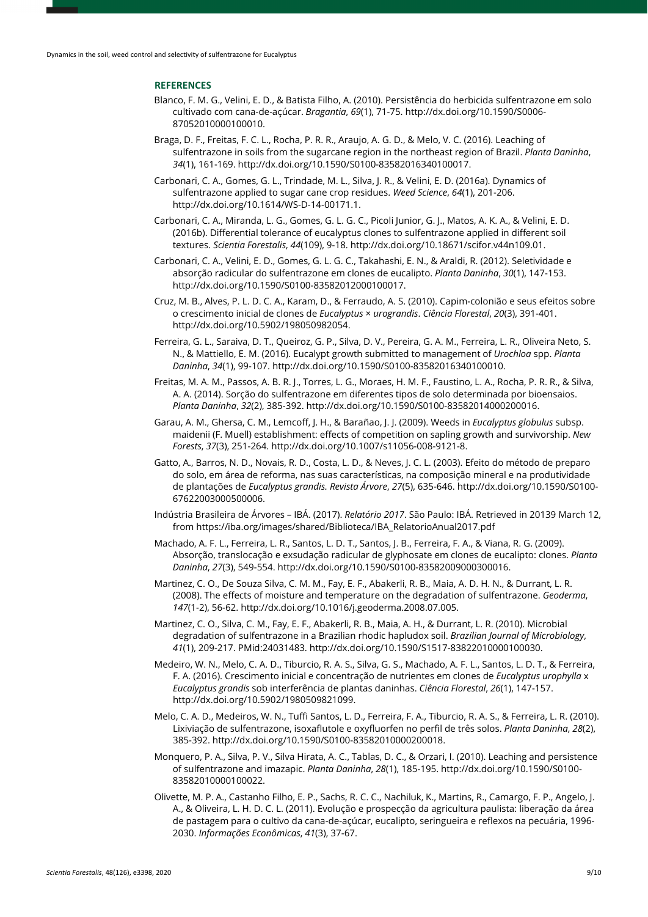## REFERENCES

Blanco, F. M. G., Velini, E. D., & Batista Filho, A. (2010). Persistência do herbicida sulfentrazone em solo cultivado com cana-de-açúcar. *Bragantia*, *69*(1), 71-75. http://dx.doi.org/10.1590/S0006-87052010000100010.

Braga, D. F., Freitas, F. C. L., Rocha, P. R. R., Araujo, A. G. D., & Melo, V. C. (2016). Leaching of sulfentrazone in soils from the sugarcane region in the northeast region of Brazil. *Planta Daninha*, *34*(1), 161-169. http://dx.doi.org/10.1590/S0100-83582016340100017.

Carbonari, C. A., Gomes, G. L., Trindade, M. L., Silva, J. R., & Velini, E. D. (2016a). Dynamics of sulfentrazone applied to sugar cane crop residues. *Weed Science*, *64*(1), 201-206. http://dx.doi.org/10.1614/WS-D-14-00171.1.

Carbonari, C. A., Miranda, L. G., Gomes, G. L. G. C., Picoli Junior, G. J., Matos, A. K. A., & Velini, E. D. (2016b). Differential tolerance of eucalyptus clones to sulfentrazone applied in different soil textures. *Scientia Forestalis*, *44*(109), 9-18. http://dx.doi.org/10.18671/scifor.v44n109.01.

Carbonari, C. A., Velini, E. D., Gomes, G. L. G. C., Takahashi, E. N., & Araldi, R. (2012). Seletividade e absorção radicular do sulfentrazone em clones de eucalipto. *Planta Daninha*, *30*(1), 147-153. http://dx.doi.org/10.1590/S0100-83582012000100017.

Cruz, M. B., Alves, P. L. D. C. A., Karam, D., & Ferraudo, A. S. (2010). Capim-colonião e seus efeitos sobre o crescimento inicial de clones de *Eucalyptus* × *urograndis*. *Ciência Florestal*, *20*(3), 391-401. http://dx.doi.org/10.5902/198050982054.

Ferreira, G. L., Saraiva, D. T., Queiroz, G. P., Silva, D. V., Pereira, G. A. M., Ferreira, L. R., Oliveira Neto, S. N., & Mattiello, E. M. (2016). Eucalypt growth submitted to management of *Urochloa* spp. *Planta Daninha*, *34*(1), 99-107. http://dx.doi.org/10.1590/S0100-83582016340100010.

Freitas, M. A. M., Passos, A. B. R. J., Torres, L. G., Moraes, H. M. F., Faustino, L. A., Rocha, P. R. R., & Silva, A. A. (2014). Sorção do sulfentrazone em diferentes tipos de solo determinada por bioensaios. *Planta Daninha*, *32*(2), 385-392. http://dx.doi.org/10.1590/S0100-83582014000200016.

Garau, A. M., Ghersa, C. M., Lemcoff, J. H., & Barañao, J. J. (2009). Weeds in *Eucalyptus globulus* subsp. maidenii (F. Muell) establishment: effects of competition on sapling growth and survivorship. *New Forests*, *37*(3), 251-264. http://dx.doi.org/10.1007/s11056-008-9121-8.

Gatto, A., Barros, N. D., Novais, R. D., Costa, L. D., & Neves, J. C. L. (2003). Efeito do método de preparo do solo, em área de reforma, nas suas características, na composição mineral e na produtividade de plantações de *Eucalyptus grandis. Revista Árvore*, *27*(5), 635-646. http://dx.doi.org/10.1590/S0100-67622003000500006.

Indústria Brasileira de Árvores – IBÁ. (2017). *Relatório 2017*. São Paulo: IBÁ. Retrieved in 20139 March 12, from https://iba.org/images/shared/Biblioteca/IBA_RelatorioAnual2017.pdf

Machado, A. F. L., Ferreira, L. R., Santos, L. D. T., Santos, J. B., Ferreira, F. A., & Viana, R. G. (2009). Absorção, translocação e exsudação radicular de glyphosate em clones de eucalipto: clones. *Planta Daninha*, *27*(3), 549-554. http://dx.doi.org/10.1590/S0100-83582009000300016.

Martinez, C. O., De Souza Silva, C. M. M., Fay, E. F., Abakerli, R. B., Maia, A. D. H. N., & Durrant, L. R. (2008). The effects of moisture and temperature on the degradation of sulfentrazone. *Geoderma*, *147*(1-2), 56-62. http://dx.doi.org/10.1016/j.geoderma.2008.07.005.

Martinez, C. O., Silva, C. M., Fay, E. F., Abakerli, R. B., Maia, A. H., & Durrant, L. R. (2010). Microbial degradation of sulfentrazone in a Brazilian rhodic hapludox soil. *Brazilian Journal of Microbiology*, *41*(1), 209-217. PMid:24031483. http://dx.doi.org/10.1590/S1517-83822010000100030.

Medeiro, W. N., Melo, C. A. D., Tiburcio, R. A. S., Silva, G. S., Machado, A. F. L., Santos, L. D. T., & Ferreira, F. A. (2016). Crescimento inicial e concentração de nutrientes em clones de *Eucalyptus urophylla* x *Eucalyptus grandis* sob interferência de plantas daninhas. *Ciência Florestal*, *26*(1), 147-157. http://dx.doi.org/10.5902/1980509821099.

Melo, C. A. D., Medeiros, W. N., Tuffi Santos, L. D., Ferreira, F. A., Tiburcio, R. A. S., & Ferreira, L. R. (2010). Lixiviação de sulfentrazone, isoxaflutole e oxyfluorfen no perfil de três solos. *Planta Daninha*, *28*(2), 385-392. http://dx.doi.org/10.1590/S0100-83582010000200018.

Monquero, P. A., Silva, P. V., Silva Hirata, A. C., Tablas, D. C., & Orzari, I. (2010). Leaching and persistence of sulfentrazone and imazapic. *Planta Daninha*, *28*(1), 185-195. http://dx.doi.org/10.1590/S0100-83582010000100022.

Olivette, M. P. A., Castanho Filho, E. P., Sachs, R. C. C., Nachiluk, K., Martins, R., Camargo, F. P., Angelo, J. A., & Oliveira, L. H. D. C. L. (2011). Evolução e prospecção da agricultura paulista: liberação da área de pastagem para o cultivo da cana-de-açúcar, eucalipto, seringueira e reflexos na pecuária, 1996-2030. *Informações Econômicas*, *41*(3), 37-67.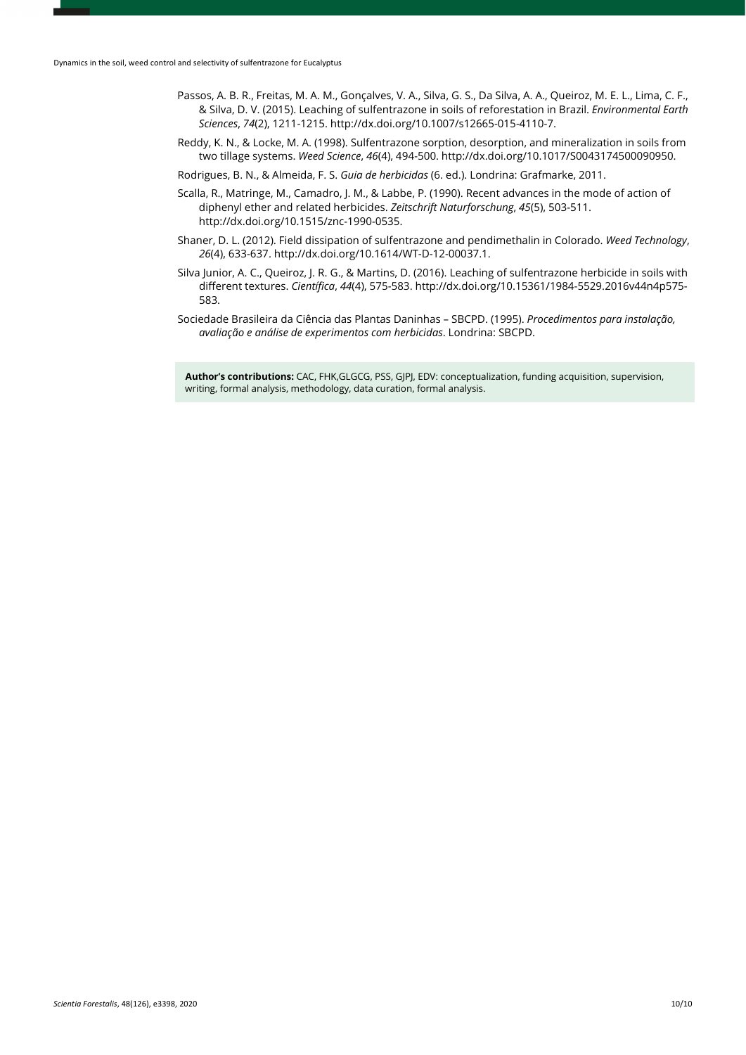Passos, A. B. R., Freitas, M. A. M., Gonçalves, V. A., Silva, G. S., Da Silva, A. A., Queiroz, M. E. L., Lima, C. F., & Silva, D. V. (2015). Leaching of sulfentrazone in soils of reforestation in Brazil. *Environmental Earth Sciences*, *74*(2), 1211-1215. http://dx.doi.org/10.1007/s12665-015-4110-7.

Reddy, K. N., & Locke, M. A. (1998). Sulfentrazone sorption, desorption, and mineralization in soils from two tillage systems. *Weed Science*, *46*(4), 494-500. http://dx.doi.org/10.1017/S0043174500090950.

Rodrigues, B. N., & Almeida, F. S. *Guia de herbicidas* (6. ed.). Londrina: Grafmarke, 2011.

Scalla, R., Matringe, M., Camadro, J. M., & Labbe, P. (1990). Recent advances in the mode of action of diphenyl ether and related herbicides. *Zeitschrift Naturforschung*, *45*(5), 503-511. http://dx.doi.org/10.1515/znc-1990-0535.

Shaner, D. L. (2012). Field dissipation of sulfentrazone and pendimethalin in Colorado. *Weed Technology*, *26*(4), 633-637. http://dx.doi.org/10.1614/WT-D-12-00037.1.

Silva Junior, A. C., Queiroz, J. R. G., & Martins, D. (2016). Leaching of sulfentrazone herbicide in soils with different textures. *Científica*, *44*(4), 575-583. http://dx.doi.org/10.15361/1984-5529.2016v44n4p575-583.

Sociedade Brasileira da Ciência das Plantas Daninhas – SBCPD. (1995). *Procedimentos para instalação, avaliação e análise de experimentos com herbicidas*. Londrina: SBCPD.

**Author's contributions:** CAC, FHK,GLGCG, PSS, GJPJ, EDV: conceptualization, funding acquisition, supervision, writing, formal analysis, methodology, data curation, formal analysis.